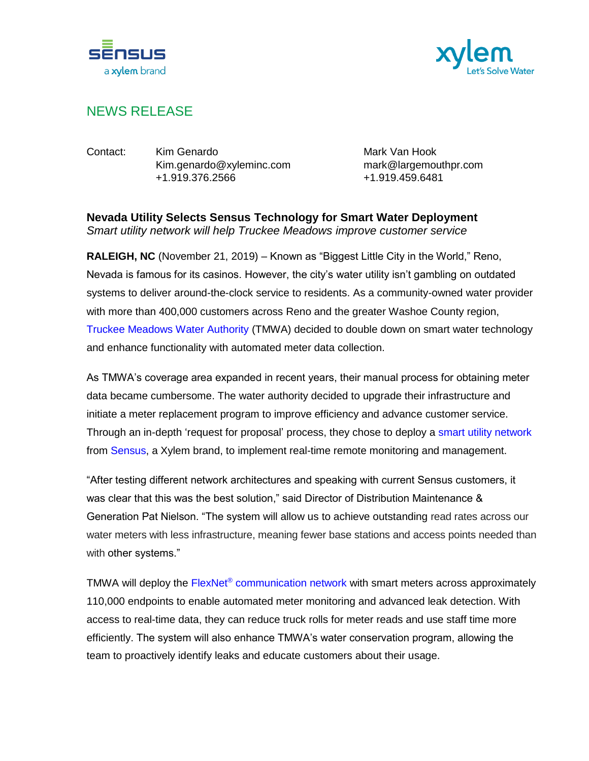sensus
a xylem brand

xylem
Let's Solve Water

## NEWS RELEASE

Contact: Kim Genardo
Kim.genardo@xyleminc.com
+1.919.376.2566

Mark Van Hook
mark@largemouthpr.com
+1.919.459.6481

# Nevada Utility Selects Sensus Technology for Smart Water Deployment

*Smart utility network will help Truckee Meadows improve customer service*

**RALEIGH, NC** (November 21, 2019) – Known as "Biggest Little City in the World," Reno, Nevada is famous for its casinos. However, the city's water utility isn't gambling on outdated systems to deliver around-the-clock service to residents. As a community-owned water provider with more than 400,000 customers across Reno and the greater Washoe County region, Truckee Meadows Water Authority (TMWA) decided to double down on smart water technology and enhance functionality with automated meter data collection.

As TMWA's coverage area expanded in recent years, their manual process for obtaining meter data became cumbersome. The water authority decided to upgrade their infrastructure and initiate a meter replacement program to improve efficiency and advance customer service. Through an in-depth 'request for proposal' process, they chose to deploy a smart utility network from Sensus, a Xylem brand, to implement real-time remote monitoring and management.

"After testing different network architectures and speaking with current Sensus customers, it was clear that this was the best solution," said Director of Distribution Maintenance & Generation Pat Nielson. "The system will allow us to achieve outstanding read rates across our water meters with less infrastructure, meaning fewer base stations and access points needed than with other systems."

TMWA will deploy the FlexNet® communication network with smart meters across approximately 110,000 endpoints to enable automated meter monitoring and advanced leak detection. With access to real-time data, they can reduce truck rolls for meter reads and use staff time more efficiently. The system will also enhance TMWA's water conservation program, allowing the team to proactively identify leaks and educate customers about their usage.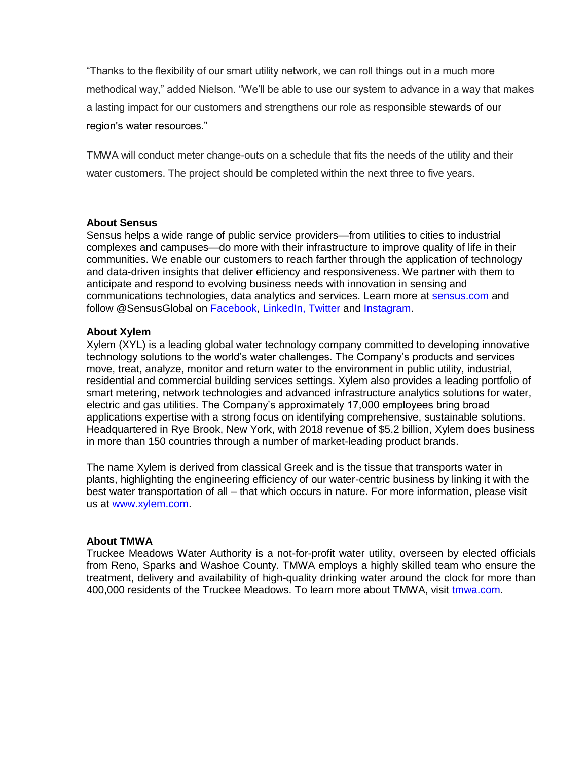"Thanks to the flexibility of our smart utility network, we can roll things out in a much more methodical way," added Nielson. "We'll be able to use our system to advance in a way that makes a lasting impact for our customers and strengthens our role as responsible stewards of our region's water resources."

TMWA will conduct meter change-outs on a schedule that fits the needs of the utility and their water customers. The project should be completed within the next three to five years.

**About Sensus**

Sensus helps a wide range of public service providers—from utilities to cities to industrial complexes and campuses—do more with their infrastructure to improve quality of life in their communities. We enable our customers to reach farther through the application of technology and data-driven insights that deliver efficiency and responsiveness. We partner with them to anticipate and respond to evolving business needs with innovation in sensing and communications technologies, data analytics and services. Learn more at sensus.com and follow @SensusGlobal on Facebook, LinkedIn, Twitter and Instagram.

**About Xylem**

Xylem (XYL) is a leading global water technology company committed to developing innovative technology solutions to the world's water challenges. The Company's products and services move, treat, analyze, monitor and return water to the environment in public utility, industrial, residential and commercial building services settings. Xylem also provides a leading portfolio of smart metering, network technologies and advanced infrastructure analytics solutions for water, electric and gas utilities. The Company's approximately 17,000 employees bring broad applications expertise with a strong focus on identifying comprehensive, sustainable solutions. Headquartered in Rye Brook, New York, with 2018 revenue of $5.2 billion, Xylem does business in more than 150 countries through a number of market-leading product brands.

The name Xylem is derived from classical Greek and is the tissue that transports water in plants, highlighting the engineering efficiency of our water-centric business by linking it with the best water transportation of all – that which occurs in nature. For more information, please visit us at www.xylem.com.

**About TMWA**

Truckee Meadows Water Authority is a not-for-profit water utility, overseen by elected officials from Reno, Sparks and Washoe County. TMWA employs a highly skilled team who ensure the treatment, delivery and availability of high-quality drinking water around the clock for more than 400,000 residents of the Truckee Meadows. To learn more about TMWA, visit tmwa.com.